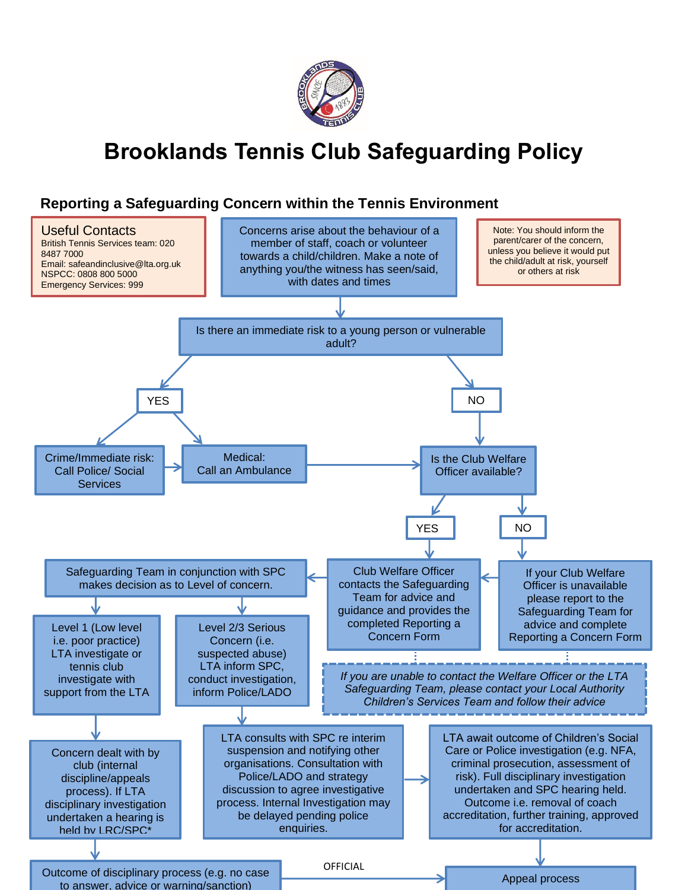# Brooklands Tennis Club Safeguarding Policy

## Reporting a Safeguarding Concern within the Tennis Environment

**Useful Contacts**
British Tennis Services team: 020 8487 7000
Email: safeandinclusive@lta.org.uk
NSPCC: 0808 800 5000
Emergency Services: 999

Concerns arise about the behaviour of a member of staff, coach or volunteer towards a child/children. Make a note of anything you/the witness has seen/said, with dates and times

Note: You should inform the parent/carer of the concern, unless you believe it would put the child/adult at risk, yourself or others at risk

Is there an immediate risk to a young person or vulnerable adult?

YES

Crime/Immediate risk: Call Police/ Social Services

Medical: Call an Ambulance

NO

Is the Club Welfare Officer available?

YES

Club Welfare Officer contacts the Safeguarding Team for advice and guidance and provides the completed Reporting a Concern Form

NO

If your Club Welfare Officer is unavailable please report to the Safeguarding Team for advice and complete Reporting a Concern Form

*If you are unable to contact the Welfare Officer or the LTA Safeguarding Team, please contact your Local Authority Children's Services Team and follow their advice*

Safeguarding Team in conjunction with SPC makes decision as to Level of concern.

Level 1 (Low level i.e. poor practice) LTA investigate or tennis club investigate with support from the LTA

Concern dealt with by club (internal discipline/appeals process). If LTA disciplinary investigation undertaken a hearing is held by LRC/SPC*

Level 2/3 Serious Concern (i.e. suspected abuse) LTA inform SPC, conduct investigation, inform Police/LADO

LTA consults with SPC re interim suspension and notifying other organisations. Consultation with Police/LADO and strategy discussion to agree investigative process. Internal Investigation may be delayed pending police enquiries.

LTA await outcome of Children's Social Care or Police investigation (e.g. NFA, criminal prosecution, assessment of risk). Full disciplinary investigation undertaken and SPC hearing held. Outcome i.e. removal of coach accreditation, further training, approved for accreditation.

Outcome of disciplinary process (e.g. no case to answer, advice or warning/sanction)

Appeal process

OFFICIAL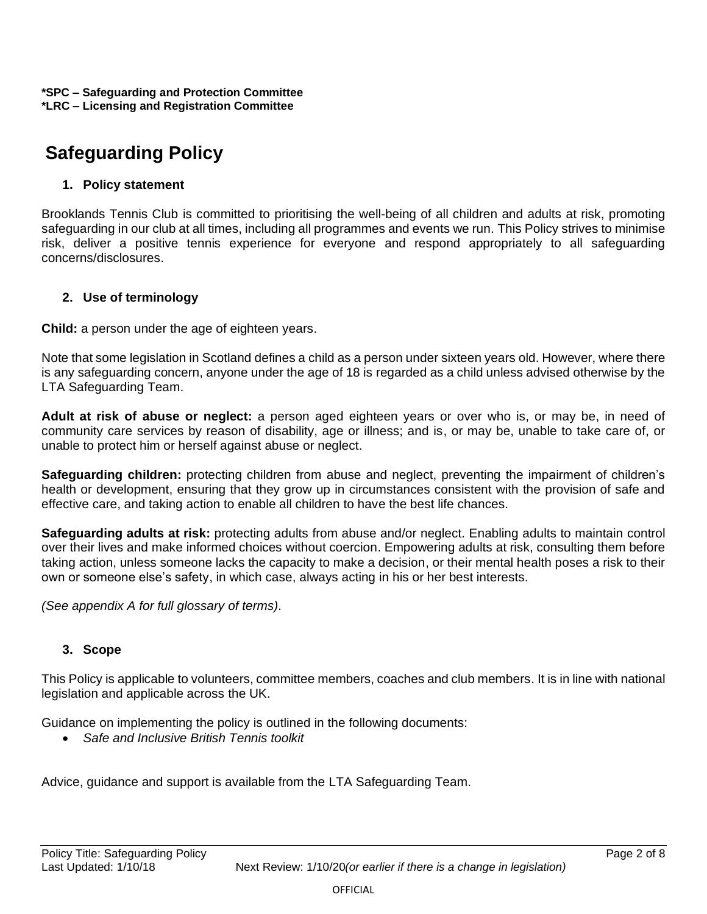**\*SPC – Safeguarding and Protection Committee**
**\*LRC – Licensing and Registration Committee**

# Safeguarding Policy

## 1. Policy statement

Brooklands Tennis Club is committed to prioritising the well-being of all children and adults at risk, promoting safeguarding in our club at all times, including all programmes and events we run. This Policy strives to minimise risk, deliver a positive tennis experience for everyone and respond appropriately to all safeguarding concerns/disclosures.

## 2. Use of terminology

**Child:** a person under the age of eighteen years.

Note that some legislation in Scotland defines a child as a person under sixteen years old. However, where there is any safeguarding concern, anyone under the age of 18 is regarded as a child unless advised otherwise by the LTA Safeguarding Team.

**Adult at risk of abuse or neglect:** a person aged eighteen years or over who is, or may be, in need of community care services by reason of disability, age or illness; and is, or may be, unable to take care of, or unable to protect him or herself against abuse or neglect.

**Safeguarding children:** protecting children from abuse and neglect, preventing the impairment of children's health or development, ensuring that they grow up in circumstances consistent with the provision of safe and effective care, and taking action to enable all children to have the best life chances.

**Safeguarding adults at risk:** protecting adults from abuse and/or neglect. Enabling adults to maintain control over their lives and make informed choices without coercion. Empowering adults at risk, consulting them before taking action, unless someone lacks the capacity to make a decision, or their mental health poses a risk to their own or someone else's safety, in which case, always acting in his or her best interests.

*(See appendix A for full glossary of terms)*.

## 3. Scope

This Policy is applicable to volunteers, committee members, coaches and club members. It is in line with national legislation and applicable across the UK.

Guidance on implementing the policy is outlined in the following documents:

- *Safe and Inclusive British Tennis toolkit*

Advice, guidance and support is available from the LTA Safeguarding Team.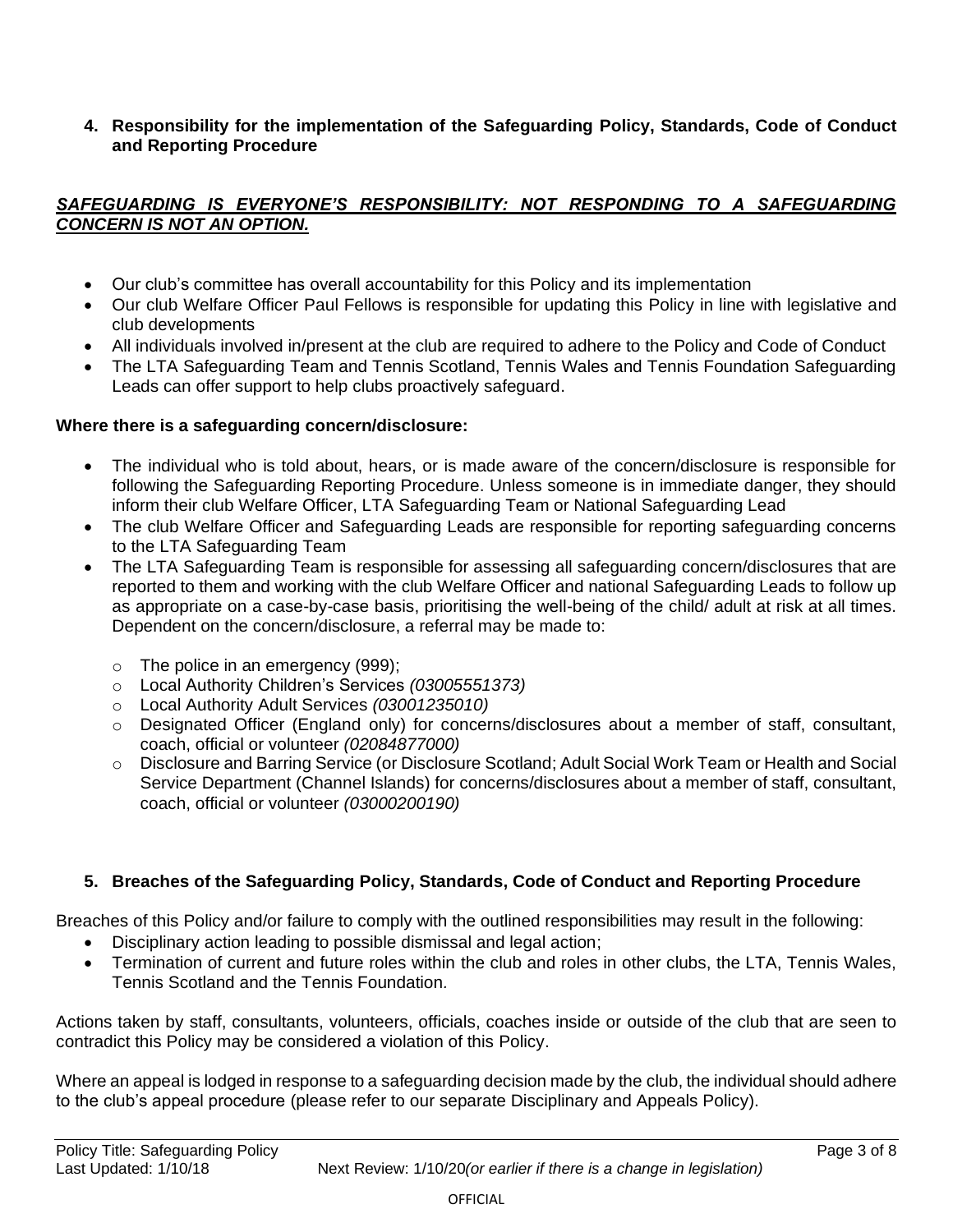## 4. Responsibility for the implementation of the Safeguarding Policy, Standards, Code of Conduct and Reporting Procedure

***SAFEGUARDING IS EVERYONE'S RESPONSIBILITY: NOT RESPONDING TO A SAFEGUARDING CONCERN IS NOT AN OPTION.***

- Our club's committee has overall accountability for this Policy and its implementation
- Our club Welfare Officer Paul Fellows is responsible for updating this Policy in line with legislative and club developments
- All individuals involved in/present at the club are required to adhere to the Policy and Code of Conduct
- The LTA Safeguarding Team and Tennis Scotland, Tennis Wales and Tennis Foundation Safeguarding Leads can offer support to help clubs proactively safeguard.

**Where there is a safeguarding concern/disclosure:**

- The individual who is told about, hears, or is made aware of the concern/disclosure is responsible for following the Safeguarding Reporting Procedure. Unless someone is in immediate danger, they should inform their club Welfare Officer, LTA Safeguarding Team or National Safeguarding Lead
- The club Welfare Officer and Safeguarding Leads are responsible for reporting safeguarding concerns to the LTA Safeguarding Team
- The LTA Safeguarding Team is responsible for assessing all safeguarding concern/disclosures that are reported to them and working with the club Welfare Officer and national Safeguarding Leads to follow up as appropriate on a case-by-case basis, prioritising the well-being of the child/ adult at risk at all times. Dependent on the concern/disclosure, a referral may be made to:
  - The police in an emergency (999);
  - Local Authority Children's Services *(03005551373)*
  - Local Authority Adult Services *(03001235010)*
  - Designated Officer (England only) for concerns/disclosures about a member of staff, consultant, coach, official or volunteer *(02084877000)*
  - Disclosure and Barring Service (or Disclosure Scotland; Adult Social Work Team or Health and Social Service Department (Channel Islands) for concerns/disclosures about a member of staff, consultant, coach, official or volunteer *(03000200190)*

## 5. Breaches of the Safeguarding Policy, Standards, Code of Conduct and Reporting Procedure

Breaches of this Policy and/or failure to comply with the outlined responsibilities may result in the following:

- Disciplinary action leading to possible dismissal and legal action;
- Termination of current and future roles within the club and roles in other clubs, the LTA, Tennis Wales, Tennis Scotland and the Tennis Foundation.

Actions taken by staff, consultants, volunteers, officials, coaches inside or outside of the club that are seen to contradict this Policy may be considered a violation of this Policy.

Where an appeal is lodged in response to a safeguarding decision made by the club, the individual should adhere to the club's appeal procedure (please refer to our separate Disciplinary and Appeals Policy).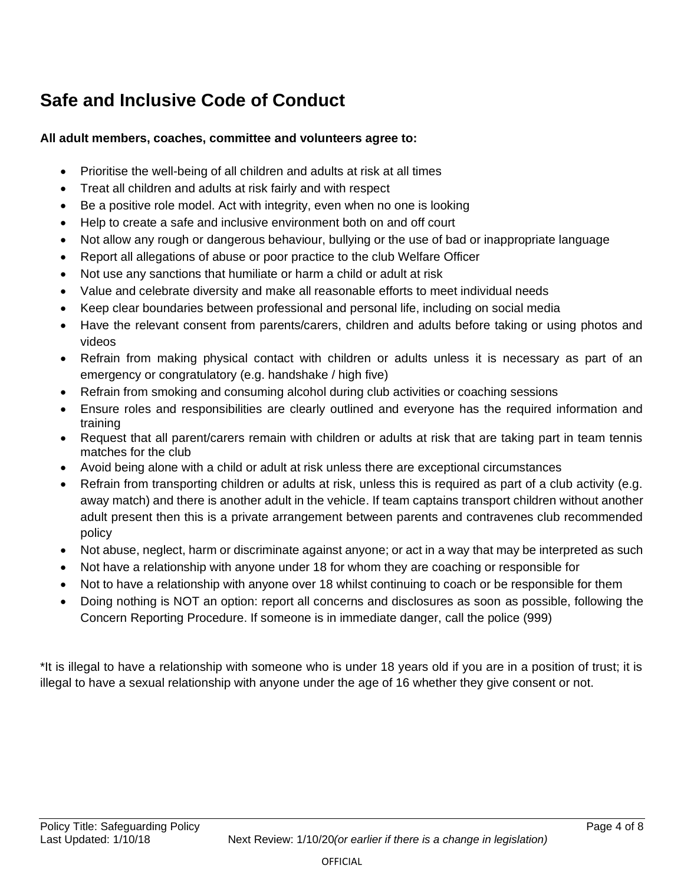# Safe and Inclusive Code of Conduct

**All adult members, coaches, committee and volunteers agree to:**

- Prioritise the well-being of all children and adults at risk at all times
- Treat all children and adults at risk fairly and with respect
- Be a positive role model. Act with integrity, even when no one is looking
- Help to create a safe and inclusive environment both on and off court
- Not allow any rough or dangerous behaviour, bullying or the use of bad or inappropriate language
- Report all allegations of abuse or poor practice to the club Welfare Officer
- Not use any sanctions that humiliate or harm a child or adult at risk
- Value and celebrate diversity and make all reasonable efforts to meet individual needs
- Keep clear boundaries between professional and personal life, including on social media
- Have the relevant consent from parents/carers, children and adults before taking or using photos and videos
- Refrain from making physical contact with children or adults unless it is necessary as part of an emergency or congratulatory (e.g. handshake / high five)
- Refrain from smoking and consuming alcohol during club activities or coaching sessions
- Ensure roles and responsibilities are clearly outlined and everyone has the required information and training
- Request that all parent/carers remain with children or adults at risk that are taking part in team tennis matches for the club
- Avoid being alone with a child or adult at risk unless there are exceptional circumstances
- Refrain from transporting children or adults at risk, unless this is required as part of a club activity (e.g. away match) and there is another adult in the vehicle. If team captains transport children without another adult present then this is a private arrangement between parents and contravenes club recommended policy
- Not abuse, neglect, harm or discriminate against anyone; or act in a way that may be interpreted as such
- Not have a relationship with anyone under 18 for whom they are coaching or responsible for
- Not to have a relationship with anyone over 18 whilst continuing to coach or be responsible for them
- Doing nothing is NOT an option: report all concerns and disclosures as soon as possible, following the Concern Reporting Procedure. If someone is in immediate danger, call the police (999)

*It is illegal to have a relationship with someone who is under 18 years old if you are in a position of trust; it is illegal to have a sexual relationship with anyone under the age of 16 whether they give consent or not.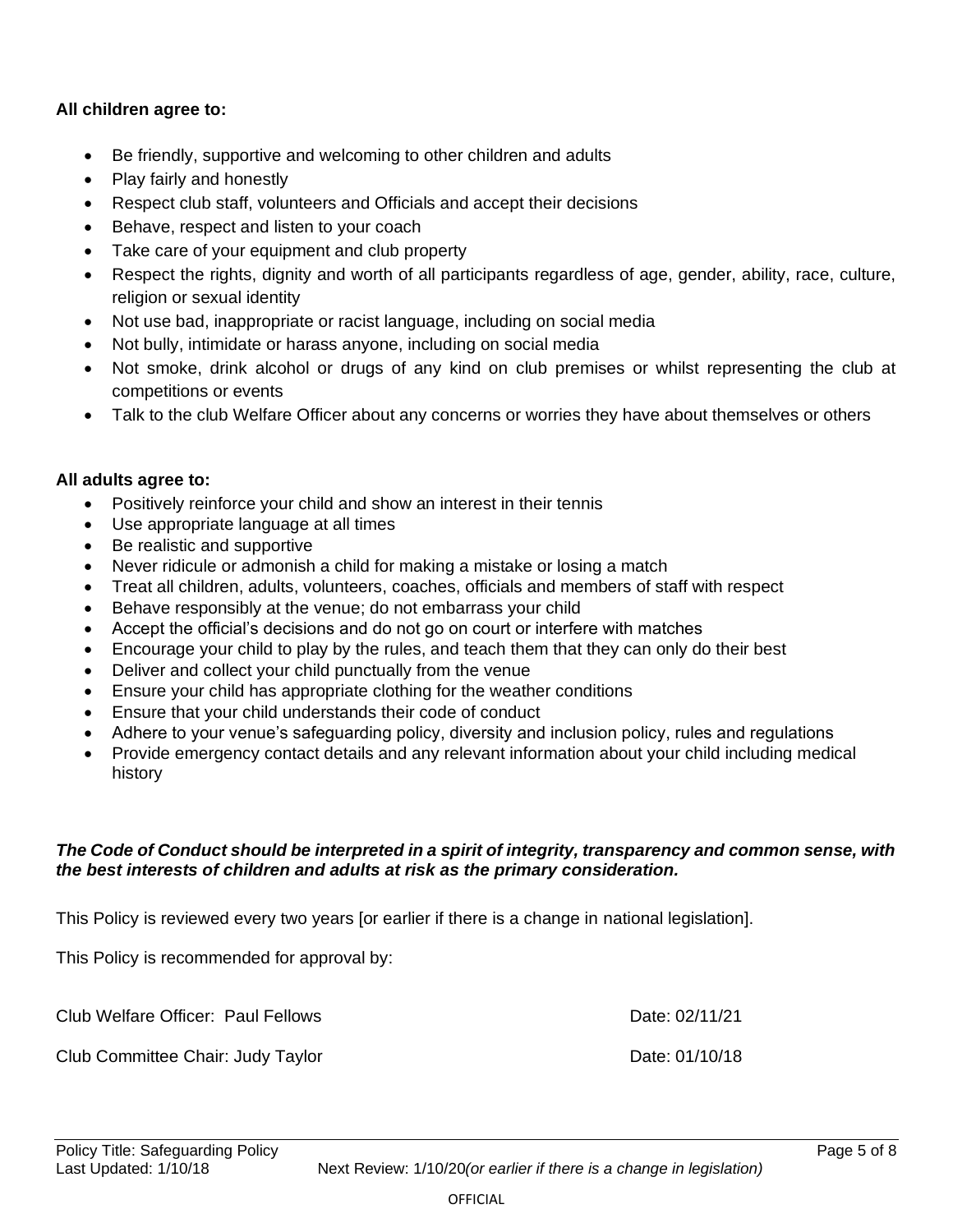**All children agree to:**

- Be friendly, supportive and welcoming to other children and adults
- Play fairly and honestly
- Respect club staff, volunteers and Officials and accept their decisions
- Behave, respect and listen to your coach
- Take care of your equipment and club property
- Respect the rights, dignity and worth of all participants regardless of age, gender, ability, race, culture, religion or sexual identity
- Not use bad, inappropriate or racist language, including on social media
- Not bully, intimidate or harass anyone, including on social media
- Not smoke, drink alcohol or drugs of any kind on club premises or whilst representing the club at competitions or events
- Talk to the club Welfare Officer about any concerns or worries they have about themselves or others

**All adults agree to:**

- Positively reinforce your child and show an interest in their tennis
- Use appropriate language at all times
- Be realistic and supportive
- Never ridicule or admonish a child for making a mistake or losing a match
- Treat all children, adults, volunteers, coaches, officials and members of staff with respect
- Behave responsibly at the venue; do not embarrass your child
- Accept the official's decisions and do not go on court or interfere with matches
- Encourage your child to play by the rules, and teach them that they can only do their best
- Deliver and collect your child punctually from the venue
- Ensure your child has appropriate clothing for the weather conditions
- Ensure that your child understands their code of conduct
- Adhere to your venue's safeguarding policy, diversity and inclusion policy, rules and regulations
- Provide emergency contact details and any relevant information about your child including medical history

***The Code of Conduct should be interpreted in a spirit of integrity, transparency and common sense, with the best interests of children and adults at risk as the primary consideration.***

This Policy is reviewed every two years [or earlier if there is a change in national legislation].

This Policy is recommended for approval by:

Club Welfare Officer: Paul Fellows    Date: 02/11/21

Club Committee Chair: Judy Taylor    Date: 01/10/18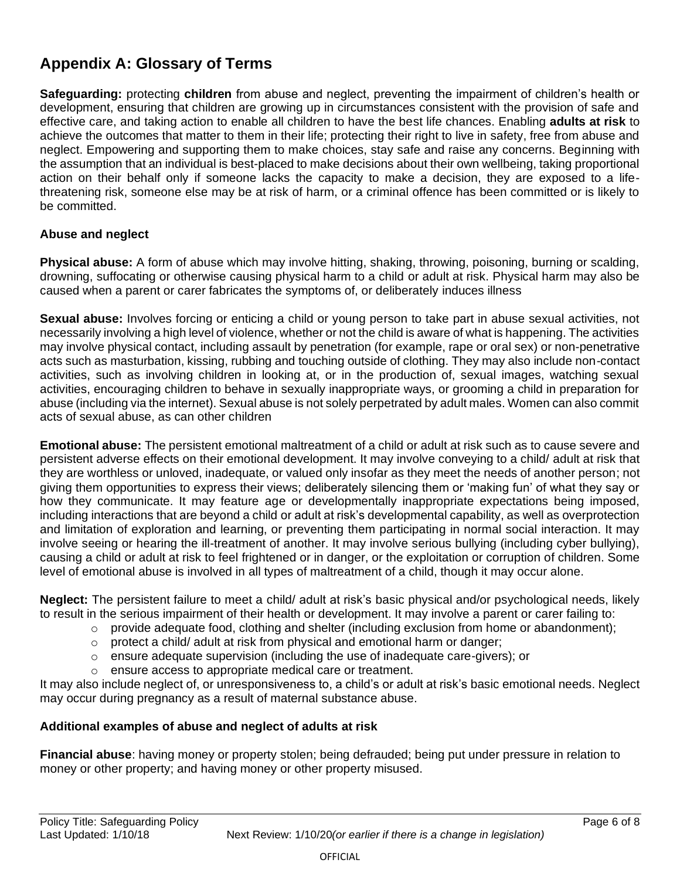## Appendix A: Glossary of Terms

**Safeguarding:** protecting **children** from abuse and neglect, preventing the impairment of children's health or development, ensuring that children are growing up in circumstances consistent with the provision of safe and effective care, and taking action to enable all children to have the best life chances. Enabling **adults at risk** to achieve the outcomes that matter to them in their life; protecting their right to live in safety, free from abuse and neglect. Empowering and supporting them to make choices, stay safe and raise any concerns. Beginning with the assumption that an individual is best-placed to make decisions about their own wellbeing, taking proportional action on their behalf only if someone lacks the capacity to make a decision, they are exposed to a life-threatening risk, someone else may be at risk of harm, or a criminal offence has been committed or is likely to be committed.

### Abuse and neglect

**Physical abuse:** A form of abuse which may involve hitting, shaking, throwing, poisoning, burning or scalding, drowning, suffocating or otherwise causing physical harm to a child or adult at risk. Physical harm may also be caused when a parent or carer fabricates the symptoms of, or deliberately induces illness

**Sexual abuse:** Involves forcing or enticing a child or young person to take part in abuse sexual activities, not necessarily involving a high level of violence, whether or not the child is aware of what is happening. The activities may involve physical contact, including assault by penetration (for example, rape or oral sex) or non-penetrative acts such as masturbation, kissing, rubbing and touching outside of clothing. They may also include non-contact activities, such as involving children in looking at, or in the production of, sexual images, watching sexual activities, encouraging children to behave in sexually inappropriate ways, or grooming a child in preparation for abuse (including via the internet). Sexual abuse is not solely perpetrated by adult males. Women can also commit acts of sexual abuse, as can other children

**Emotional abuse:** The persistent emotional maltreatment of a child or adult at risk such as to cause severe and persistent adverse effects on their emotional development. It may involve conveying to a child/ adult at risk that they are worthless or unloved, inadequate, or valued only insofar as they meet the needs of another person; not giving them opportunities to express their views; deliberately silencing them or 'making fun' of what they say or how they communicate. It may feature age or developmentally inappropriate expectations being imposed, including interactions that are beyond a child or adult at risk's developmental capability, as well as overprotection and limitation of exploration and learning, or preventing them participating in normal social interaction. It may involve seeing or hearing the ill-treatment of another. It may involve serious bullying (including cyber bullying), causing a child or adult at risk to feel frightened or in danger, or the exploitation or corruption of children. Some level of emotional abuse is involved in all types of maltreatment of a child, though it may occur alone.

**Neglect:** The persistent failure to meet a child/ adult at risk's basic physical and/or psychological needs, likely to result in the serious impairment of their health or development. It may involve a parent or carer failing to:

- provide adequate food, clothing and shelter (including exclusion from home or abandonment);
- protect a child/ adult at risk from physical and emotional harm or danger;
- ensure adequate supervision (including the use of inadequate care-givers); or
- ensure access to appropriate medical care or treatment.

It may also include neglect of, or unresponsiveness to, a child's or adult at risk's basic emotional needs. Neglect may occur during pregnancy as a result of maternal substance abuse.

### Additional examples of abuse and neglect of adults at risk

**Financial abuse**: having money or property stolen; being defrauded; being put under pressure in relation to money or other property; and having money or other property misused.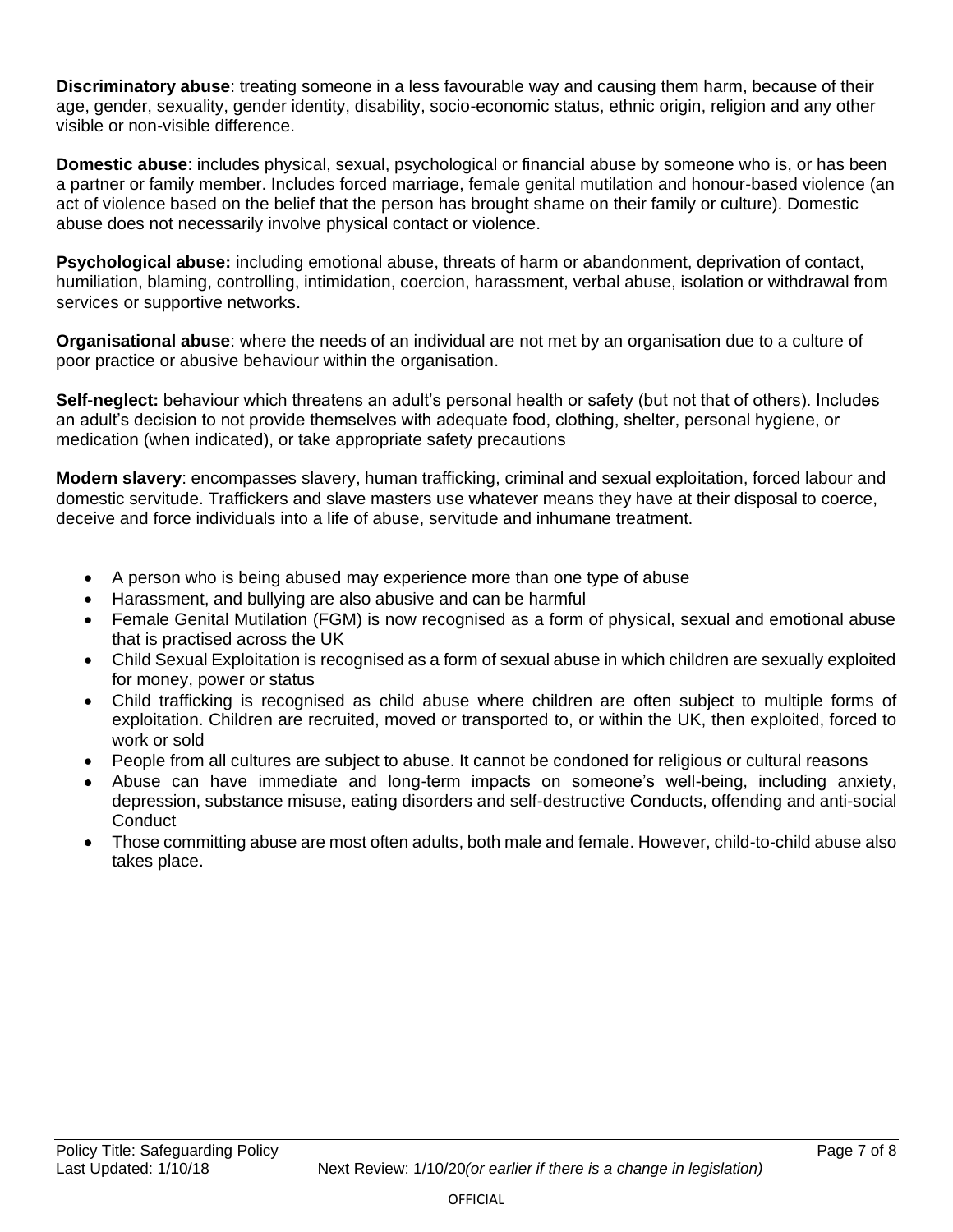**Discriminatory abuse**: treating someone in a less favourable way and causing them harm, because of their age, gender, sexuality, gender identity, disability, socio-economic status, ethnic origin, religion and any other visible or non-visible difference.

**Domestic abuse**: includes physical, sexual, psychological or financial abuse by someone who is, or has been a partner or family member. Includes forced marriage, female genital mutilation and honour-based violence (an act of violence based on the belief that the person has brought shame on their family or culture). Domestic abuse does not necessarily involve physical contact or violence.

**Psychological abuse:** including emotional abuse, threats of harm or abandonment, deprivation of contact, humiliation, blaming, controlling, intimidation, coercion, harassment, verbal abuse, isolation or withdrawal from services or supportive networks.

**Organisational abuse**: where the needs of an individual are not met by an organisation due to a culture of poor practice or abusive behaviour within the organisation.

**Self-neglect:** behaviour which threatens an adult's personal health or safety (but not that of others). Includes an adult's decision to not provide themselves with adequate food, clothing, shelter, personal hygiene, or medication (when indicated), or take appropriate safety precautions

**Modern slavery**: encompasses slavery, human trafficking, criminal and sexual exploitation, forced labour and domestic servitude. Traffickers and slave masters use whatever means they have at their disposal to coerce, deceive and force individuals into a life of abuse, servitude and inhumane treatment.

- A person who is being abused may experience more than one type of abuse
- Harassment, and bullying are also abusive and can be harmful
- Female Genital Mutilation (FGM) is now recognised as a form of physical, sexual and emotional abuse that is practised across the UK
- Child Sexual Exploitation is recognised as a form of sexual abuse in which children are sexually exploited for money, power or status
- Child trafficking is recognised as child abuse where children are often subject to multiple forms of exploitation. Children are recruited, moved or transported to, or within the UK, then exploited, forced to work or sold
- People from all cultures are subject to abuse. It cannot be condoned for religious or cultural reasons
- Abuse can have immediate and long-term impacts on someone's well-being, including anxiety, depression, substance misuse, eating disorders and self-destructive Conducts, offending and anti-social Conduct
- Those committing abuse are most often adults, both male and female. However, child-to-child abuse also takes place.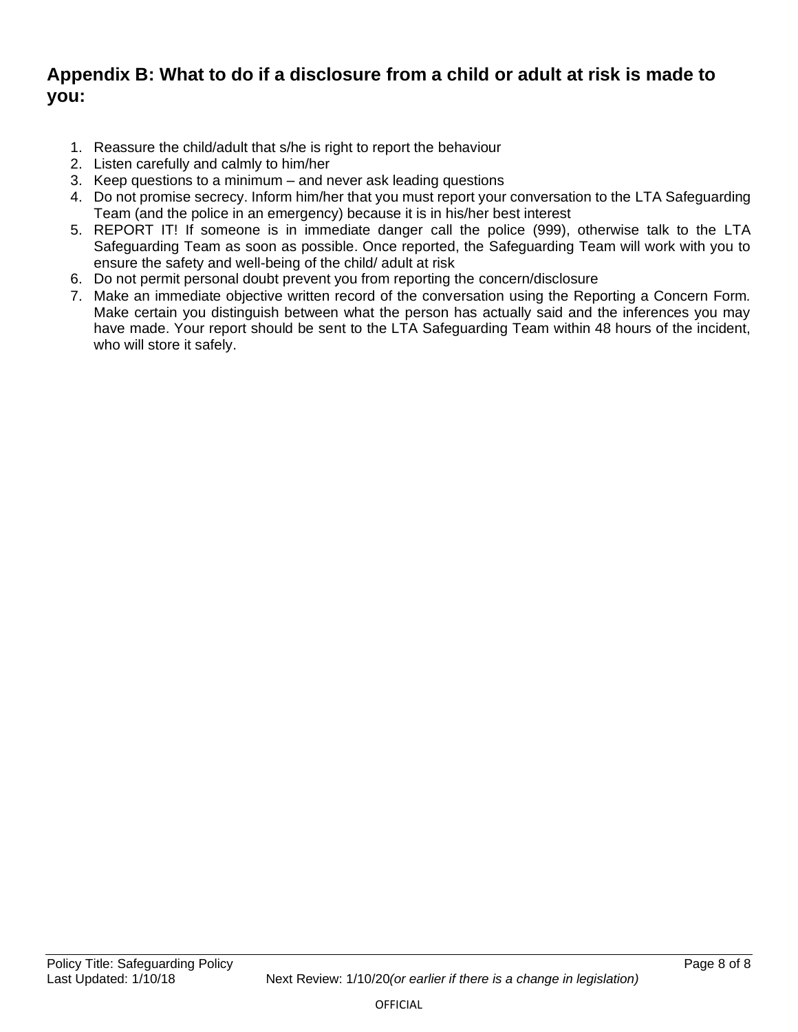## Appendix B: What to do if a disclosure from a child or adult at risk is made to you:

1. Reassure the child/adult that s/he is right to report the behaviour
2. Listen carefully and calmly to him/her
3. Keep questions to a minimum – and never ask leading questions
4. Do not promise secrecy. Inform him/her that you must report your conversation to the LTA Safeguarding Team (and the police in an emergency) because it is in his/her best interest
5. REPORT IT! If someone is in immediate danger call the police (999), otherwise talk to the LTA Safeguarding Team as soon as possible. Once reported, the Safeguarding Team will work with you to ensure the safety and well-being of the child/ adult at risk
6. Do not permit personal doubt prevent you from reporting the concern/disclosure
7. Make an immediate objective written record of the conversation using the Reporting a Concern Form. Make certain you distinguish between what the person has actually said and the inferences you may have made. Your report should be sent to the LTA Safeguarding Team within 48 hours of the incident, who will store it safely.